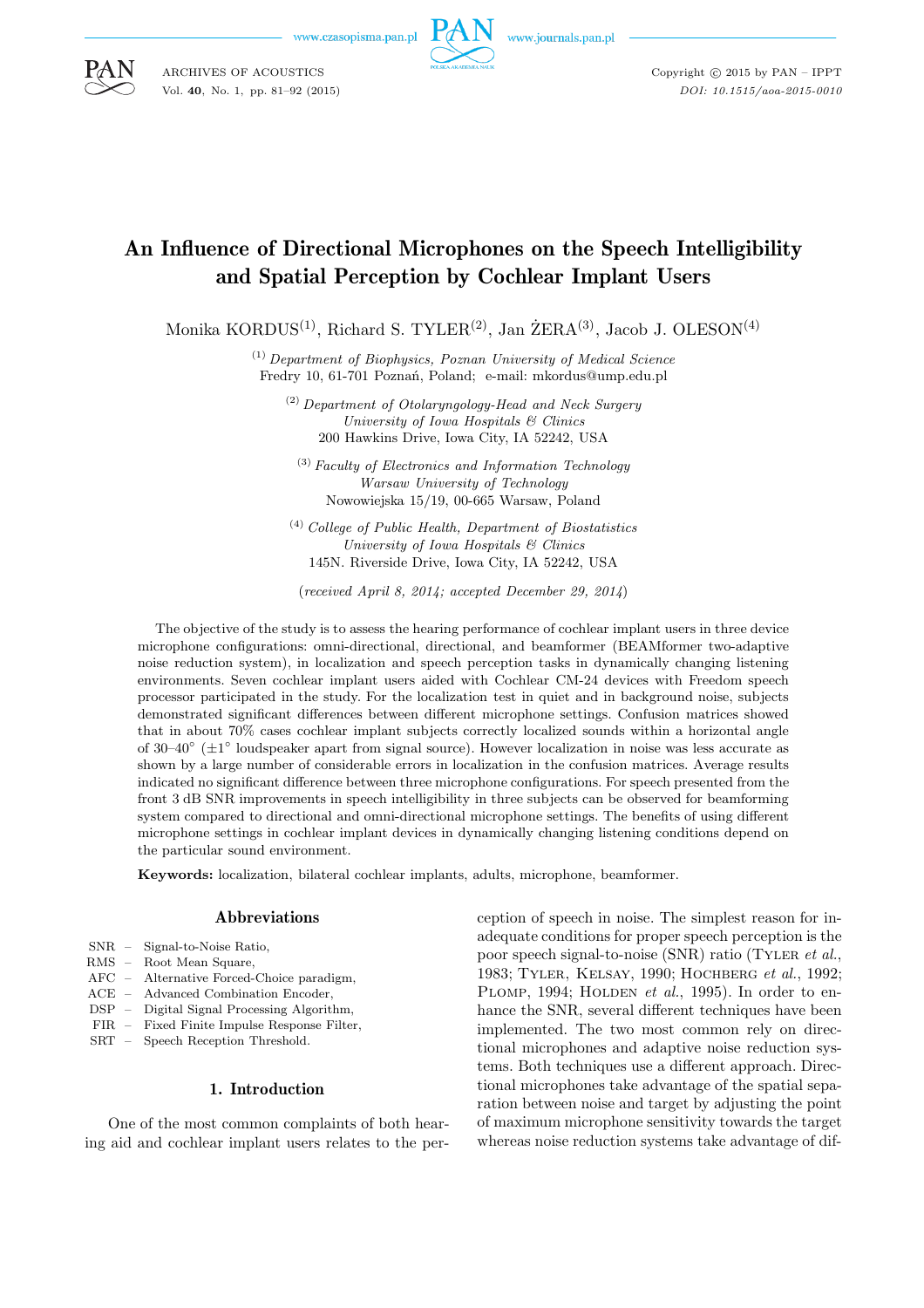# An Influence of Directional Microphones on the Speech Intelligibility and Spatial Perception by Cochlear Implant Users

Monika KORDUS[(1)], Richard S. TYLER[(2)], Jan ŻERA[(3)], Jacob J. OLESON[(4)]

[(1)] *Department of Biophysics, Poznan University of Medical Science*
Fredry 10, 61-701 Poznań, Poland; e-mail: mkordus@ump.edu.pl

[(2)] *Department of Otolaryngology-Head and Neck Surgery*
*University of Iowa Hospitals & Clinics*
200 Hawkins Drive, Iowa City, IA 52242, USA

[(3)] *Faculty of Electronics and Information Technology*
*Warsaw University of Technology*
Nowowiejska 15/19, 00-665 Warsaw, Poland

[(4)] *College of Public Health, Department of Biostatistics*
*University of Iowa Hospitals & Clinics*
145N. Riverside Drive, Iowa City, IA 52242, USA

(*received April 8, 2014; accepted December 29, 2014*)

The objective of the study is to assess the hearing performance of cochlear implant users in three device microphone configurations: omni-directional, directional, and beamformer (BEAMformer two-adaptive noise reduction system), in localization and speech perception tasks in dynamically changing listening environments. Seven cochlear implant users aided with Cochlear CM-24 devices with Freedom speech processor participated in the study. For the localization test in quiet and in background noise, subjects demonstrated significant differences between different microphone settings. Confusion matrices showed that in about 70% cases cochlear implant subjects correctly localized sounds within a horizontal angle of 30–40° (±1° loudspeaker apart from signal source). However localization in noise was less accurate as shown by a large number of considerable errors in localization in the confusion matrices. Average results indicated no significant difference between three microphone configurations. For speech presented from the front 3 dB SNR improvements in speech intelligibility in three subjects can be observed for beamforming system compared to directional and omni-directional microphone settings. The benefits of using different microphone settings in cochlear implant devices in dynamically changing listening conditions depend on the particular sound environment.

**Keywords:** localization, bilateral cochlear implants, adults, microphone, beamformer.

## Abbreviations

- SNR – Signal-to-Noise Ratio,
- RMS – Root Mean Square,
- AFC – Alternative Forced-Choice paradigm,
- ACE – Advanced Combination Encoder,
- DSP – Digital Signal Processing Algorithm,
- FIR – Fixed Finite Impulse Response Filter,
- SRT – Speech Reception Threshold.

## 1. Introduction

One of the most common complaints of both hearing aid and cochlear implant users relates to the perception of speech in noise. The simplest reason for inadequate conditions for proper speech perception is the poor speech signal-to-noise (SNR) ratio (Tyler *et al.*, 1983; Tyler, Kelsay, 1990; Hochberg *et al.*, 1992; Plomp, 1994; Holden *et al.*, 1995). In order to enhance the SNR, several different techniques have been implemented. The two most common rely on directional microphones and adaptive noise reduction systems. Both techniques use a different approach. Directional microphones take advantage of the spatial separation between noise and target by adjusting the point of maximum microphone sensitivity towards the target whereas noise reduction systems take advantage of dif-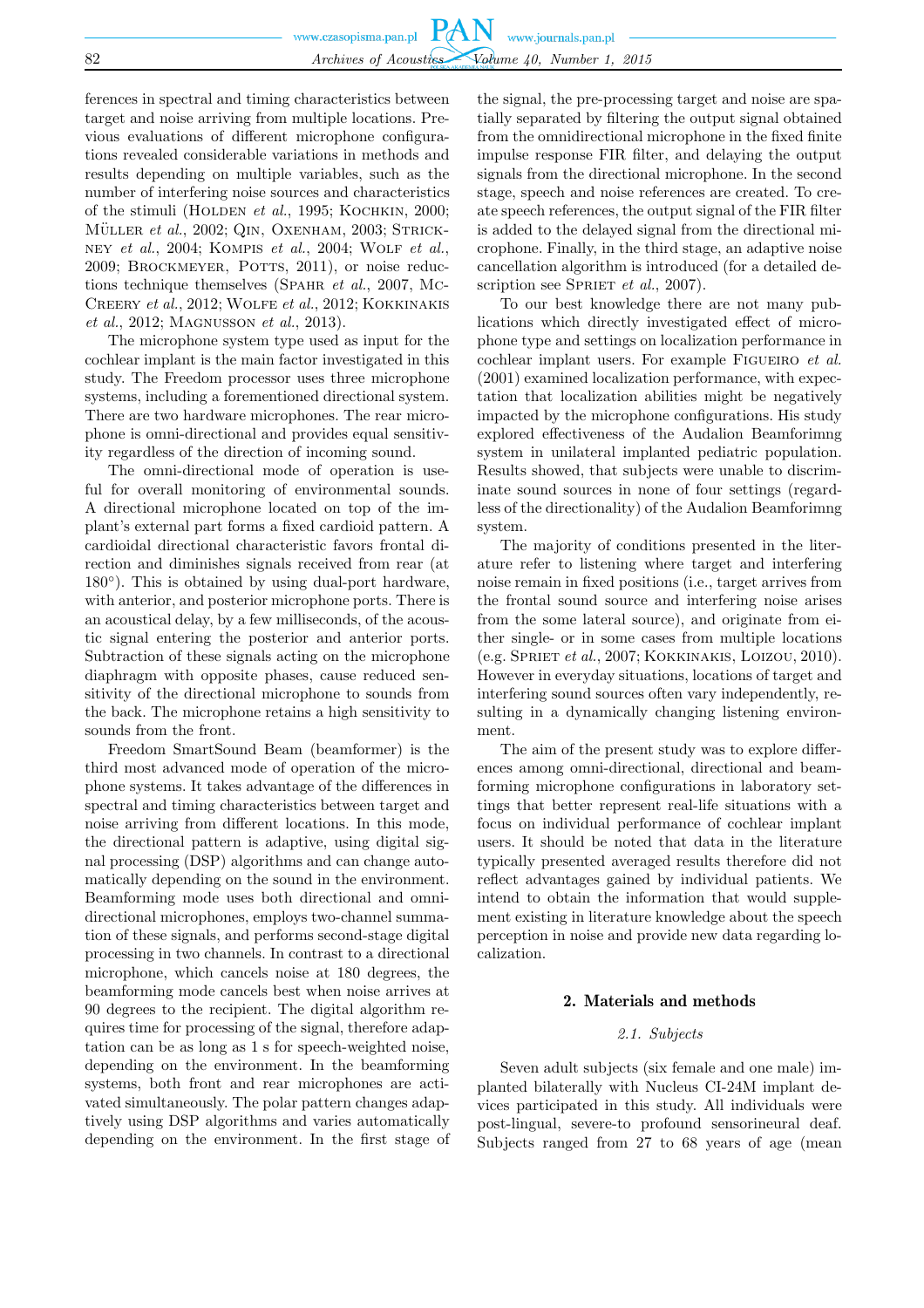ferences in spectral and timing characteristics between target and noise arriving from multiple locations. Previous evaluations of different microphone configurations revealed considerable variations in methods and results depending on multiple variables, such as the number of interfering noise sources and characteristics of the stimuli (Holden *et al.*, 1995; Kochkin, 2000; Müller *et al.*, 2002; Qin, Oxenham, 2003; Strickney *et al.*, 2004; Kompis *et al.*, 2004; Wolf *et al.*, 2009; Brockmeyer, Potts, 2011), or noise reductions technique themselves (Spahr *et al.*, 2007, McCreery *et al.*, 2012; Wolfe *et al.*, 2012; Kokkinakis *et al.*, 2012; Magnusson *et al.*, 2013).

The microphone system type used as input for the cochlear implant is the main factor investigated in this study. The Freedom processor uses three microphone systems, including a forementioned directional system. There are two hardware microphones. The rear microphone is omni-directional and provides equal sensitivity regardless of the direction of incoming sound.

The omni-directional mode of operation is useful for overall monitoring of environmental sounds. A directional microphone located on top of the implant's external part forms a fixed cardioid pattern. A cardioidal directional characteristic favors frontal direction and diminishes signals received from rear (at 180°). This is obtained by using dual-port hardware, with anterior, and posterior microphone ports. There is an acoustical delay, by a few milliseconds, of the acoustic signal entering the posterior and anterior ports. Subtraction of these signals acting on the microphone diaphragm with opposite phases, cause reduced sensitivity of the directional microphone to sounds from the back. The microphone retains a high sensitivity to sounds from the front.

Freedom SmartSound Beam (beamformer) is the third most advanced mode of operation of the microphone systems. It takes advantage of the differences in spectral and timing characteristics between target and noise arriving from different locations. In this mode, the directional pattern is adaptive, using digital signal processing (DSP) algorithms and can change automatically depending on the sound in the environment. Beamforming mode uses both directional and omnidirectional microphones, employs two-channel summation of these signals, and performs second-stage digital processing in two channels. In contrast to a directional microphone, which cancels noise at 180 degrees, the beamforming mode cancels best when noise arrives at 90 degrees to the recipient. The digital algorithm requires time for processing of the signal, therefore adaptation can be as long as 1 s for speech-weighted noise, depending on the environment. In the beamforming systems, both front and rear microphones are activated simultaneously. The polar pattern changes adaptively using DSP algorithms and varies automatically depending on the environment. In the first stage of the signal, the pre-processing target and noise are spatially separated by filtering the output signal obtained from the omnidirectional microphone in the fixed finite impulse response FIR filter, and delaying the output signals from the directional microphone. In the second stage, speech and noise references are created. To create speech references, the output signal of the FIR filter is added to the delayed signal from the directional microphone. Finally, in the third stage, an adaptive noise cancellation algorithm is introduced (for a detailed description see Spriet *et al.*, 2007).

To our best knowledge there are not many publications which directly investigated effect of microphone type and settings on localization performance in cochlear implant users. For example Figueiro *et al.* (2001) examined localization performance, with expectation that localization abilities might be negatively impacted by the microphone configurations. His study explored effectiveness of the Audalion Beamforimng system in unilateral implanted pediatric population. Results showed, that subjects were unable to discriminate sound sources in none of four settings (regardless of the directionality) of the Audalion Beamforimng system.

The majority of conditions presented in the literature refer to listening where target and interfering noise remain in fixed positions (i.e., target arrives from the frontal sound source and interfering noise arises from the some lateral source), and originate from either single- or in some cases from multiple locations (e.g. Spriet *et al.*, 2007; Kokkinakis, Loizou, 2010). However in everyday situations, locations of target and interfering sound sources often vary independently, resulting in a dynamically changing listening environment.

The aim of the present study was to explore differences among omni-directional, directional and beamforming microphone configurations in laboratory settings that better represent real-life situations with a focus on individual performance of cochlear implant users. It should be noted that data in the literature typically presented averaged results therefore did not reflect advantages gained by individual patients. We intend to obtain the information that would supplement existing in literature knowledge about the speech perception in noise and provide new data regarding localization.

## 2. Materials and methods

### *2.1. Subjects*

Seven adult subjects (six female and one male) implanted bilaterally with Nucleus CI-24M implant devices participated in this study. All individuals were post-lingual, severe-to profound sensorineural deaf. Subjects ranged from 27 to 68 years of age (mean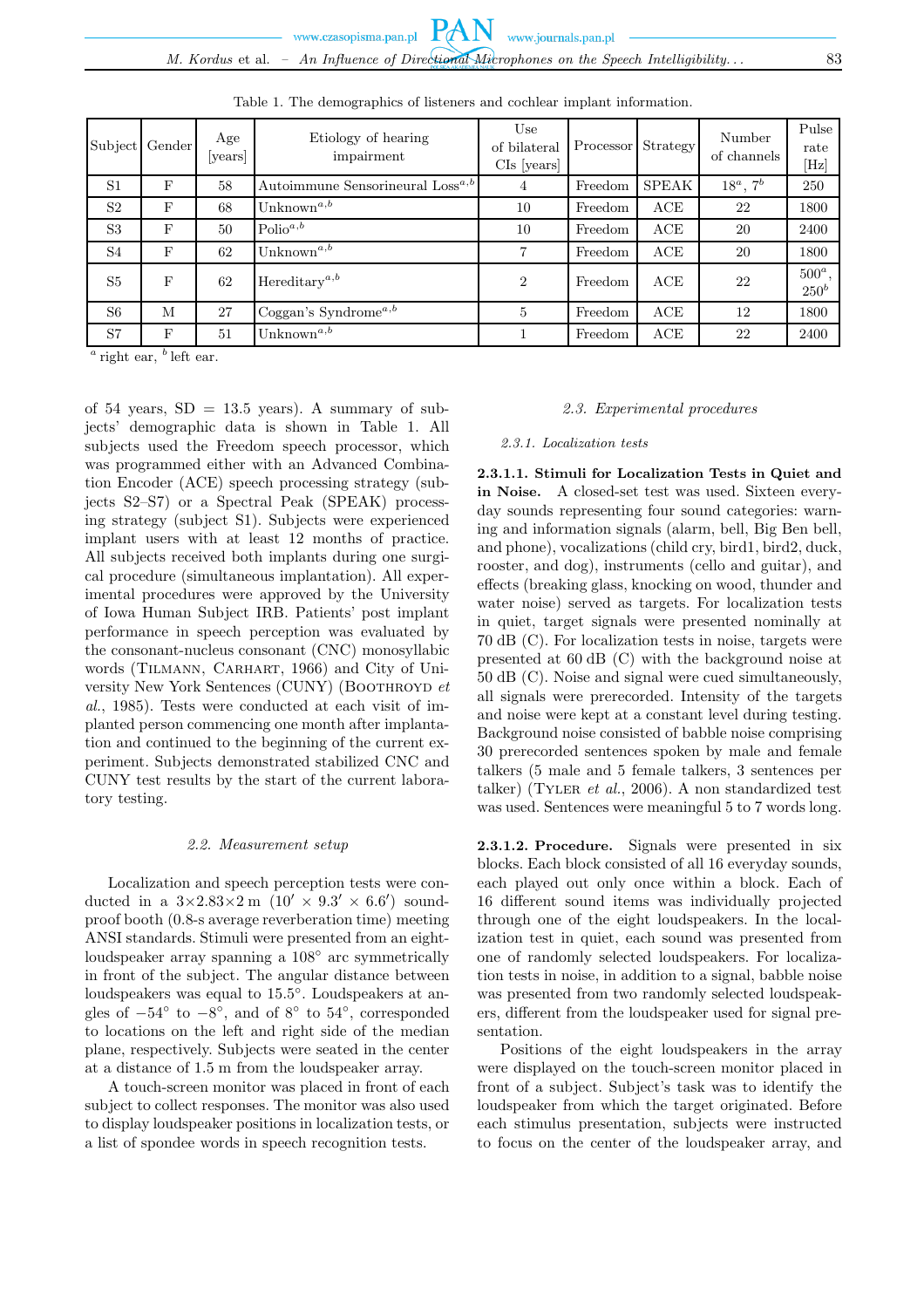Table 1. The demographics of listeners and cochlear implant information.

| Subject | Gender | Age [years] | Etiology of hearing impairment | Use of bilateral CIs [years] | Processor | Strategy | Number of channels | Pulse rate [Hz] |
|---|---|---|---|---|---|---|---|---|
| S1 | F | 58 | Autoimmune Sensorineural Loss[a,b] | 4 | Freedom | SPEAK | 18[a], 7[b] | 250 |
| S2 | F | 68 | Unknown[a,b] | 10 | Freedom | ACE | 22 | 1800 |
| S3 | F | 50 | Polio[a,b] | 10 | Freedom | ACE | 20 | 2400 |
| S4 | F | 62 | Unknown[a,b] | 7 | Freedom | ACE | 20 | 1800 |
| S5 | F | 62 | Hereditary[a,b] | 2 | Freedom | ACE | 22 | 500[a], 250[b] |
| S6 | M | 27 | Coggan's Syndrome[a,b] | 5 | Freedom | ACE | 12 | 1800 |
| S7 | F | 51 | Unknown[a,b] | 1 | Freedom | ACE | 22 | 2400 |

[a] right ear, [b] left ear.

of 54 years, SD = 13.5 years). A summary of subjects' demographic data is shown in Table 1. All subjects used the Freedom speech processor, which was programmed either with an Advanced Combination Encoder (ACE) speech processing strategy (subjects S2–S7) or a Spectral Peak (SPEAK) processing strategy (subject S1). Subjects were experienced implant users with at least 12 months of practice. All subjects received both implants during one surgical procedure (simultaneous implantation). All experimental procedures were approved by the University of Iowa Human Subject IRB. Patients' post implant performance in speech perception was evaluated by the consonant-nucleus consonant (CNC) monosyllabic words (Tilmann, Carhart, 1966) and City of University New York Sentences (CUNY) (Boothroyd *et al.*, 1985). Tests were conducted at each visit of implanted person commencing one month after implantation and continued to the beginning of the current experiment. Subjects demonstrated stabilized CNC and CUNY test results by the start of the current laboratory testing.

### *2.2. Measurement setup*

Localization and speech perception tests were conducted in a 3×2.83×2 m (10′ × 9.3′ × 6.6′) soundproof booth (0.8-s average reverberation time) meeting ANSI standards. Stimuli were presented from an eight-loudspeaker array spanning a 108° arc symmetrically in front of the subject. The angular distance between loudspeakers was equal to 15.5°. Loudspeakers at angles of −54° to −8°, and of 8° to 54°, corresponded to locations on the left and right side of the median plane, respectively. Subjects were seated in the center at a distance of 1.5 m from the loudspeaker array.

A touch-screen monitor was placed in front of each subject to collect responses. The monitor was also used to display loudspeaker positions in localization tests, or a list of spondee words in speech recognition tests.

### *2.3. Experimental procedures*

#### *2.3.1. Localization tests*

**2.3.1.1. Stimuli for Localization Tests in Quiet and in Noise.** A closed-set test was used. Sixteen everyday sounds representing four sound categories: warning and information signals (alarm, bell, Big Ben bell, and phone), vocalizations (child cry, bird1, bird2, duck, rooster, and dog), instruments (cello and guitar), and effects (breaking glass, knocking on wood, thunder and water noise) served as targets. For localization tests in quiet, target signals were presented nominally at 70 dB (C). For localization tests in noise, targets were presented at 60 dB (C) with the background noise at 50 dB (C). Noise and signal were cued simultaneously, all signals were prerecorded. Intensity of the targets and noise were kept at a constant level during testing. Background noise consisted of babble noise comprising 30 prerecorded sentences spoken by male and female talkers (5 male and 5 female talkers, 3 sentences per talker) (Tyler *et al.*, 2006). A non standardized test was used. Sentences were meaningful 5 to 7 words long.

**2.3.1.2. Procedure.** Signals were presented in six blocks. Each block consisted of all 16 everyday sounds, each played out only once within a block. Each of 16 different sound items was individually projected through one of the eight loudspeakers. In the localization test in quiet, each sound was presented from one of randomly selected loudspeakers. For localization tests in noise, in addition to a signal, babble noise was presented from two randomly selected loudspeakers, different from the loudspeaker used for signal presentation.

Positions of the eight loudspeakers in the array were displayed on the touch-screen monitor placed in front of a subject. Subject's task was to identify the loudspeaker from which the target originated. Before each stimulus presentation, subjects were instructed to focus on the center of the loudspeaker array, and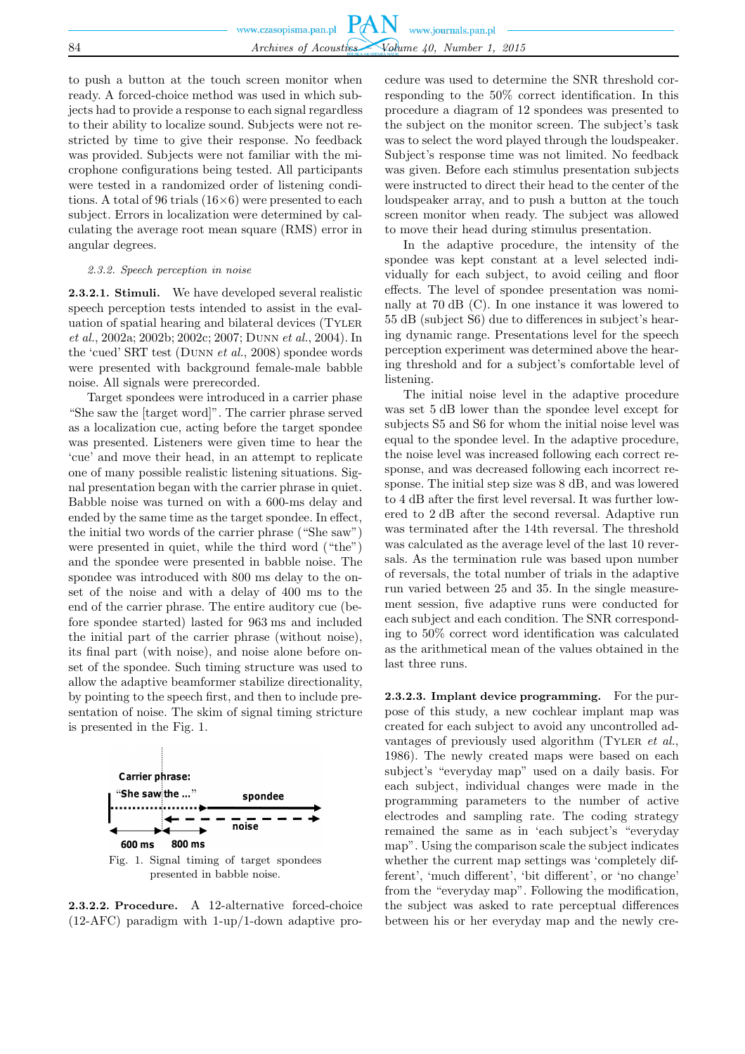to push a button at the touch screen monitor when ready. A forced-choice method was used in which subjects had to provide a response to each signal regardless to their ability to localize sound. Subjects were not restricted by time to give their response. No feedback was provided. Subjects were not familiar with the microphone configurations being tested. All participants were tested in a randomized order of listening conditions. A total of 96 trials (16×6) were presented to each subject. Errors in localization were determined by calculating the average root mean square (RMS) error in angular degrees.

### *2.3.2. Speech perception in noise*

**2.3.2.1. Stimuli.** We have developed several realistic speech perception tests intended to assist in the evaluation of spatial hearing and bilateral devices (Tyler *et al.*, 2002a; 2002b; 2002c; 2007; Dunn *et al.*, 2004). In the 'cued' SRT test (Dunn *et al.*, 2008) spondee words were presented with background female-male babble noise. All signals were prerecorded.

Target spondees were introduced in a carrier phase "She saw the [target word]". The carrier phrase served as a localization cue, acting before the target spondee was presented. Listeners were given time to hear the 'cue' and move their head, in an attempt to replicate one of many possible realistic listening situations. Signal presentation began with the carrier phrase in quiet. Babble noise was turned on with a 600-ms delay and ended by the same time as the target spondee. In effect, the initial two words of the carrier phrase ("She saw") were presented in quiet, while the third word ("the") and the spondee were presented in babble noise. The spondee was introduced with 800 ms delay to the onset of the noise and with a delay of 400 ms to the end of the carrier phrase. The entire auditory cue (before spondee started) lasted for 963 ms and included the initial part of the carrier phrase (without noise), its final part (with noise), and noise alone before onset of the spondee. Such timing structure was used to allow the adaptive beamformer stabilize directionality, by pointing to the speech first, and then to include presentation of noise. The skim of signal timing stricture is presented in the Fig. 1.

Fig. 1. Signal timing of target spondees presented in babble noise.

**2.3.2.2. Procedure.** A 12-alternative forced-choice (12-AFC) paradigm with 1-up/1-down adaptive procedure was used to determine the SNR threshold corresponding to the 50% correct identification. In this procedure a diagram of 12 spondees was presented to the subject on the monitor screen. The subject's task was to select the word played through the loudspeaker. Subject's response time was not limited. No feedback was given. Before each stimulus presentation subjects were instructed to direct their head to the center of the loudspeaker array, and to push a button at the touch screen monitor when ready. The subject was allowed to move their head during stimulus presentation.

In the adaptive procedure, the intensity of the spondee was kept constant at a level selected individually for each subject, to avoid ceiling and floor effects. The level of spondee presentation was nominally at 70 dB (C). In one instance it was lowered to 55 dB (subject S6) due to differences in subject's hearing dynamic range. Presentations level for the speech perception experiment was determined above the hearing threshold and for a subject's comfortable level of listening.

The initial noise level in the adaptive procedure was set 5 dB lower than the spondee level except for subjects S5 and S6 for whom the initial noise level was equal to the spondee level. In the adaptive procedure, the noise level was increased following each correct response, and was decreased following each incorrect response. The initial step size was 8 dB, and was lowered to 4 dB after the first level reversal. It was further lowered to 2 dB after the second reversal. Adaptive run was terminated after the 14th reversal. The threshold was calculated as the average level of the last 10 reversals. As the termination rule was based upon number of reversals, the total number of trials in the adaptive run varied between 25 and 35. In the single measurement session, five adaptive runs were conducted for each subject and each condition. The SNR corresponding to 50% correct word identification was calculated as the arithmetical mean of the values obtained in the last three runs.

**2.3.2.3. Implant device programming.** For the purpose of this study, a new cochlear implant map was created for each subject to avoid any uncontrolled advantages of previously used algorithm (Tyler *et al.*, 1986). The newly created maps were based on each subject's "everyday map" used on a daily basis. For each subject, individual changes were made in the programming parameters to the number of active electrodes and sampling rate. The coding strategy remained the same as in 'each subject's "everyday map". Using the comparison scale the subject indicates whether the current map settings was 'completely different', 'much different', 'bit different', or 'no change' from the "everyday map". Following the modification, the subject was asked to rate perceptual differences between his or her everyday map and the newly cre-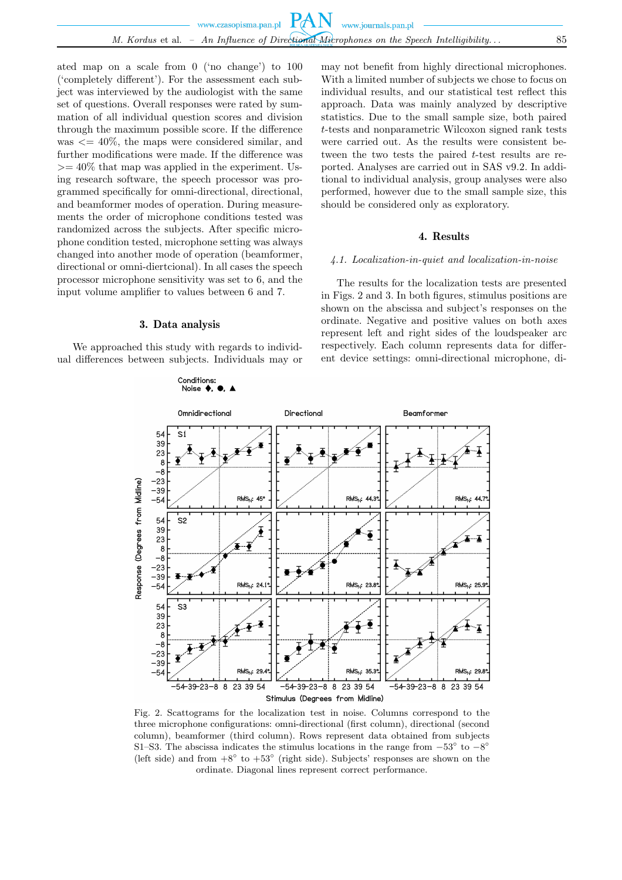ated map on a scale from 0 ('no change') to 100 ('completely different'). For the assessment each subject was interviewed by the audiologist with the same set of questions. Overall responses were rated by summation of all individual question scores and division through the maximum possible score. If the difference was <= 40%, the maps were considered similar, and further modifications were made. If the difference was >= 40% that map was applied in the experiment. Using research software, the speech processor was programmed specifically for omni-directional, directional, and beamformer modes of operation. During measurements the order of microphone conditions tested was randomized across the subjects. After specific microphone condition tested, microphone setting was always changed into another mode of operation (beamformer, directional or omni-diertcional). In all cases the speech processor microphone sensitivity was set to 6, and the input volume amplifier to values between 6 and 7.

## 3. Data analysis

We approached this study with regards to individual differences between subjects. Individuals may or may not benefit from highly directional microphones. With a limited number of subjects we chose to focus on individual results, and our statistical test reflect this approach. Data was mainly analyzed by descriptive statistics. Due to the small sample size, both paired $t$-tests and nonparametric Wilcoxon signed rank tests were carried out. As the results were consistent between the two tests the paired $t$-test results are reported. Analyses are carried out in SAS v9.2. In additional to individual analysis, group analyses were also performed, however due to the small sample size, this should be considered only as exploratory.

## 4. Results

### *4.1. Localization-in-quiet and localization-in-noise*

The results for the localization tests are presented in Figs. 2 and 3. In both figures, stimulus positions are shown on the abscissa and subject's responses on the ordinate. Negative and positive values on both axes represent left and right sides of the loudspeaker arc respectively. Each column represents data for different device settings: omni-directional microphone, di-

Fig. 2. Scattograms for the localization test in noise. Columns correspond to the three microphone configurations: omni-directional (first column), directional (second column), beamformer (third column). Rows represent data obtained from subjects S1–S3. The abscissa indicates the stimulus locations in the range from $-53^\circ$ to $-8^\circ$ (left side) and from $+8^\circ$ to $+53^\circ$ (right side). Subjects' responses are shown on the ordinate. Diagonal lines represent correct performance.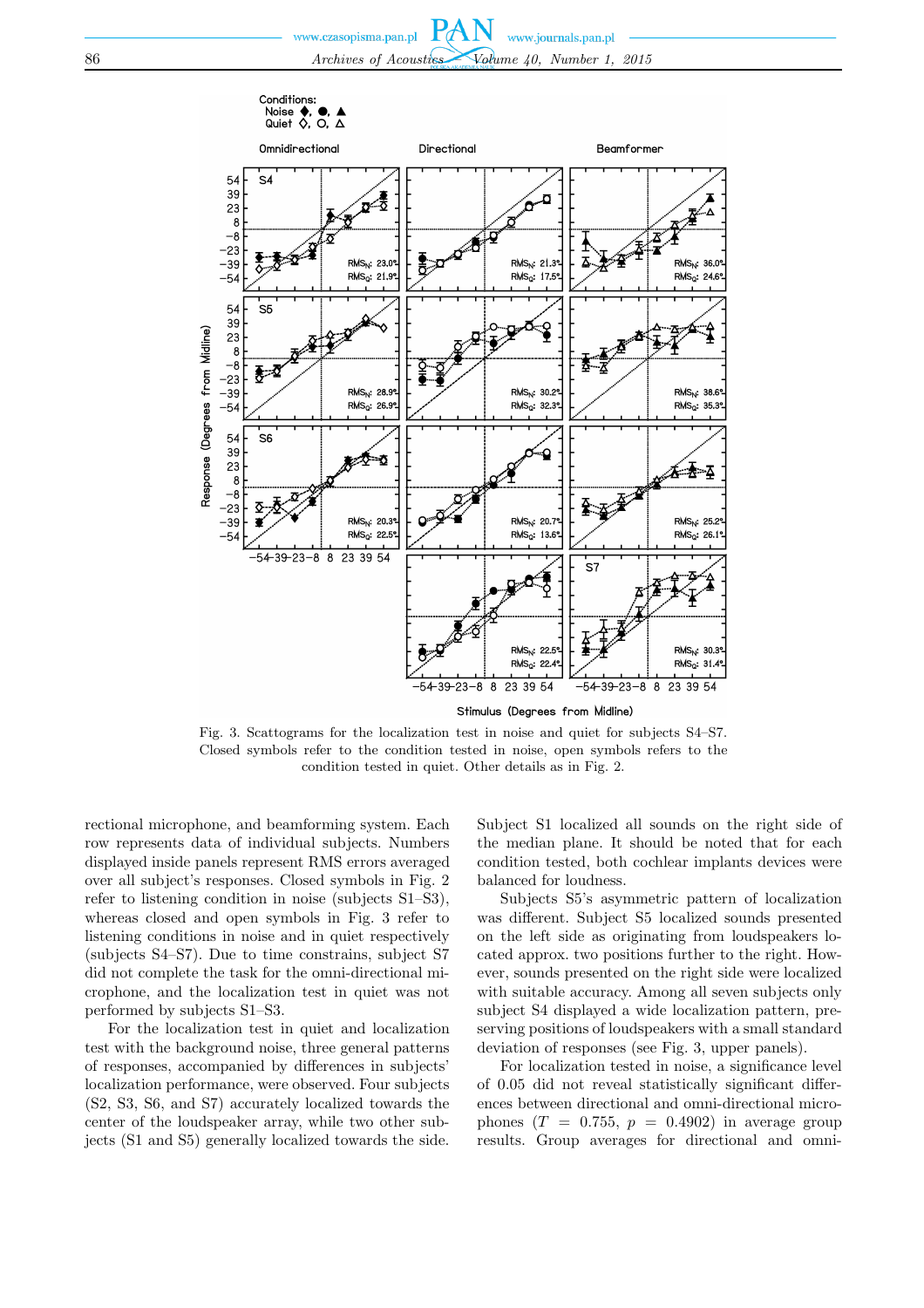Fig. 3. Scattograms for the localization test in noise and quiet for subjects S4–S7. Closed symbols refer to the condition tested in noise, open symbols refers to the condition tested in quiet. Other details as in Fig. 2.

rectional microphone, and beamforming system. Each row represents data of individual subjects. Numbers displayed inside panels represent RMS errors averaged over all subject's responses. Closed symbols in Fig. 2 refer to listening condition in noise (subjects S1–S3), whereas closed and open symbols in Fig. 3 refer to listening conditions in noise and in quiet respectively (subjects S4–S7). Due to time constrains, subject S7 did not complete the task for the omni-directional microphone, and the localization test in quiet was not performed by subjects S1–S3.

For the localization test in quiet and localization test with the background noise, three general patterns of responses, accompanied by differences in subjects' localization performance, were observed. Four subjects (S2, S3, S6, and S7) accurately localized towards the center of the loudspeaker array, while two other subjects (S1 and S5) generally localized towards the side. Subject S1 localized all sounds on the right side of the median plane. It should be noted that for each condition tested, both cochlear implants devices were balanced for loudness.

Subjects S5's asymmetric pattern of localization was different. Subject S5 localized sounds presented on the left side as originating from loudspeakers located approx. two positions further to the right. However, sounds presented on the right side were localized with suitable accuracy. Among all seven subjects only subject S4 displayed a wide localization pattern, preserving positions of loudspeakers with a small standard deviation of responses (see Fig. 3, upper panels).

For localization tested in noise, a significance level of 0.05 did not reveal statistically significant differences between directional and omni-directional microphones ($T = 0.755$, $p = 0.4902$) in average group results. Group averages for directional and omni-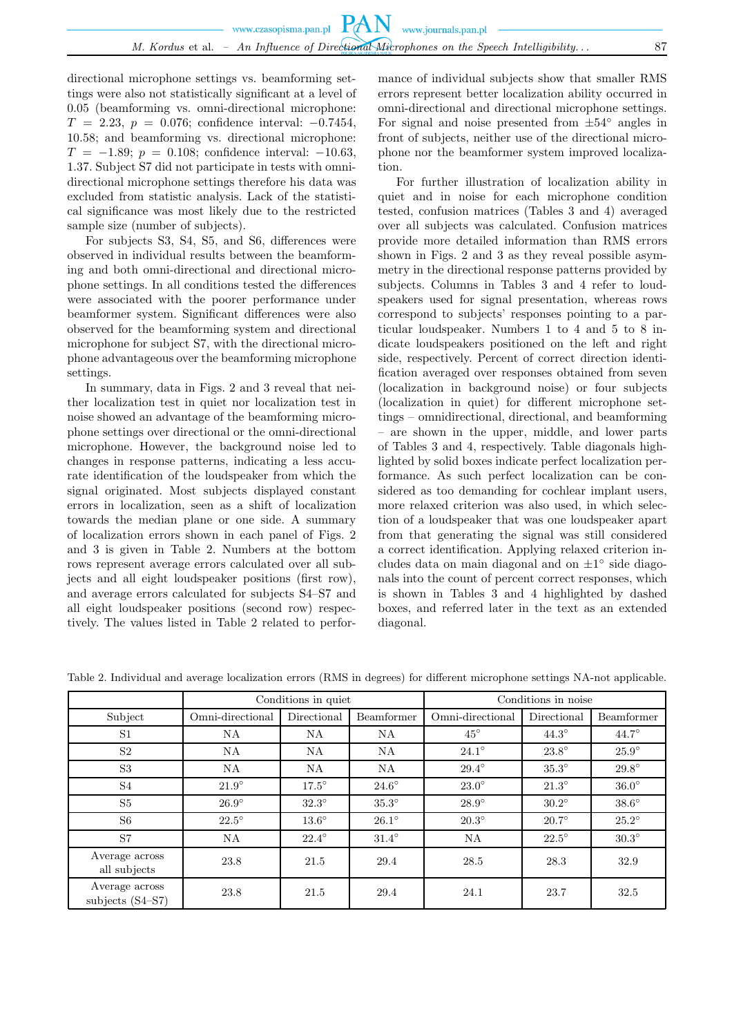directional microphone settings vs. beamforming settings were also not statistically significant at a level of 0.05 (beamforming vs. omni-directional microphone: $T = 2.23$, $p = 0.076$; confidence interval: $-0.7454$, 10.58; and beamforming vs. directional microphone: $T = -1.89$; $p = 0.108$; confidence interval: $-10.63$, 1.37. Subject S7 did not participate in tests with omni-directional microphone settings therefore his data was excluded from statistic analysis. Lack of the statistical significance was most likely due to the restricted sample size (number of subjects).

For subjects S3, S4, S5, and S6, differences were observed in individual results between the beamforming and both omni-directional and directional microphone settings. In all conditions tested the differences were associated with the poorer performance under beamformer system. Significant differences were also observed for the beamforming system and directional microphone for subject S7, with the directional microphone advantageous over the beamforming microphone settings.

In summary, data in Figs. 2 and 3 reveal that neither localization test in quiet nor localization test in noise showed an advantage of the beamforming microphone settings over directional or the omni-directional microphone. However, the background noise led to changes in response patterns, indicating a less accurate identification of the loudspeaker from which the signal originated. Most subjects displayed constant errors in localization, seen as a shift of localization towards the median plane or one side. A summary of localization errors shown in each panel of Figs. 2 and 3 is given in Table 2. Numbers at the bottom rows represent average errors calculated over all subjects and all eight loudspeaker positions (first row), and average errors calculated for subjects S4–S7 and all eight loudspeaker positions (second row) respectively. The values listed in Table 2 related to performance of individual subjects show that smaller RMS errors represent better localization ability occurred in omni-directional and directional microphone settings. For signal and noise presented from ±54° angles in front of subjects, neither use of the directional microphone nor the beamformer system improved localization.

For further illustration of localization ability in quiet and in noise for each microphone condition tested, confusion matrices (Tables 3 and 4) averaged over all subjects was calculated. Confusion matrices provide more detailed information than RMS errors shown in Figs. 2 and 3 as they reveal possible asymmetry in the directional response patterns provided by subjects. Columns in Tables 3 and 4 refer to loudspeakers used for signal presentation, whereas rows correspond to subjects' responses pointing to a particular loudspeaker. Numbers 1 to 4 and 5 to 8 indicate loudspeakers positioned on the left and right side, respectively. Percent of correct direction identification averaged over responses obtained from seven (localization in background noise) or four subjects (localization in quiet) for different microphone settings – omnidirectional, directional, and beamforming – are shown in the upper, middle, and lower parts of Tables 3 and 4, respectively. Table diagonals highlighted by solid boxes indicate perfect localization performance. As such perfect localization can be considered as too demanding for cochlear implant users, more relaxed criterion was also used, in which selection of a loudspeaker that was one loudspeaker apart from that generating the signal was still considered a correct identification. Applying relaxed criterion includes data on main diagonal and on ±1° side diagonals into the count of percent correct responses, which is shown in Tables 3 and 4 highlighted by dashed boxes, and referred later in the text as an extended diagonal.

Table 2. Individual and average localization errors (RMS in degrees) for different microphone settings NA-not applicable.

| | Conditions in quiet | | | Conditions in noise | | |
|---|---|---|---|---|---|---|
| Subject | Omni-directional | Directional | Beamformer | Omni-directional | Directional | Beamformer |
| S1 | NA | NA | NA | 45° | 44.3° | 44.7° |
| S2 | NA | NA | NA | 24.1° | 23.8° | 25.9° |
| S3 | NA | NA | NA | 29.4° | 35.3° | 29.8° |
| S4 | 21.9° | 17.5° | 24.6° | 23.0° | 21.3° | 36.0° |
| S5 | 26.9° | 32.3° | 35.3° | 28.9° | 30.2° | 38.6° |
| S6 | 22.5° | 13.6° | 26.1° | 20.3° | 20.7° | 25.2° |
| S7 | NA | 22.4° | 31.4° | NA | 22.5° | 30.3° |
| Average across all subjects | 23.8 | 21.5 | 29.4 | 28.5 | 28.3 | 32.9 |
| Average across subjects (S4–S7) | 23.8 | 21.5 | 29.4 | 24.1 | 23.7 | 32.5 |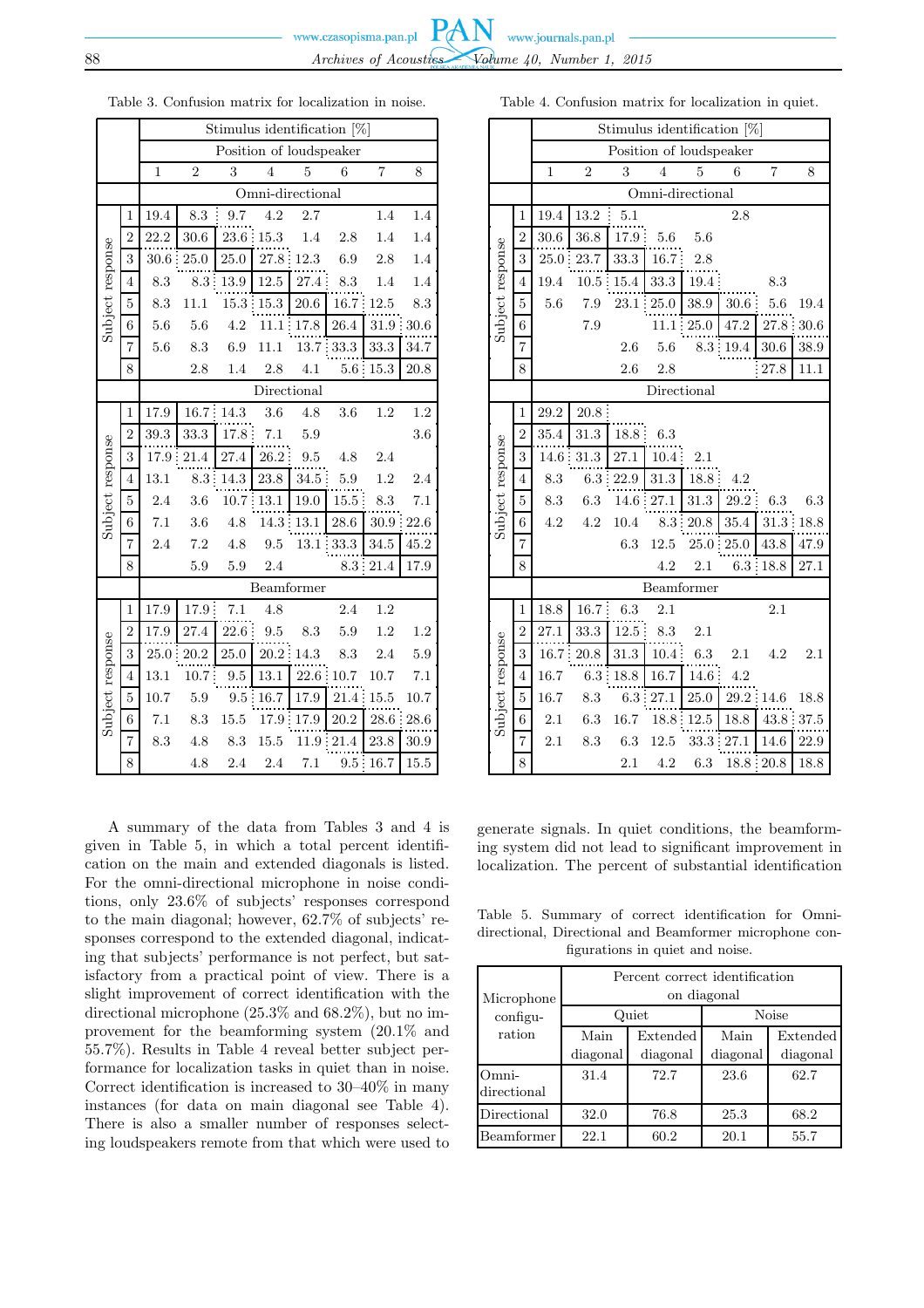Table 3. Confusion matrix for localization in noise.

| | Stimulus identification [%] | | | | | | | |
|---|---|---|---|---|---|---|---|---|
| | Position of loudspeaker | | | | | | | |
| Subject response | 1 | 2 | 3 | 4 | 5 | 6 | 7 | 8 |
| **Omni-directional** | | | | | | | | |
| 1 | 19.4 | 8.3 | 9.7 | 4.2 | 2.7 | | 1.4 | 1.4 |
| 2 | 22.2 | 30.6 | 23.6 | 15.3 | 1.4 | 2.8 | 1.4 | 1.4 |
| 3 | 30.6 | 25.0 | 25.0 | 27.8 | 12.3 | 6.9 | 2.8 | 1.4 |
| 4 | 8.3 | 8.3 | 13.9 | 12.5 | 27.4 | 8.3 | 1.4 | 1.4 |
| 5 | 8.3 | 11.1 | 15.3 | 15.3 | 20.6 | 16.7 | 12.5 | 8.3 |
| 6 | 5.6 | 5.6 | 4.2 | 11.1 | 17.8 | 26.4 | 31.9 | 30.6 |
| 7 | 5.6 | 8.3 | 6.9 | 11.1 | 13.7 | 33.3 | 33.3 | 34.7 |
| 8 | | 2.8 | 1.4 | 2.8 | 4.1 | 5.6 | 15.3 | 20.8 |
| **Directional** | | | | | | | | |
| 1 | 17.9 | 16.7 | 14.3 | 3.6 | 4.8 | 3.6 | 1.2 | 1.2 |
| 2 | 39.3 | 33.3 | 17.8 | 7.1 | 5.9 | | | 3.6 |
| 3 | 17.9 | 21.4 | 27.4 | 26.2 | 9.5 | 4.8 | 2.4 | |
| 4 | 13.1 | 8.3 | 14.3 | 23.8 | 34.5 | 5.9 | 1.2 | 2.4 |
| 5 | 2.4 | 3.6 | 10.7 | 13.1 | 19.0 | 15.5 | 8.3 | 7.1 |
| 6 | 7.1 | 3.6 | 4.8 | 14.3 | 13.1 | 28.6 | 30.9 | 22.6 |
| 7 | 2.4 | 7.2 | 4.8 | 9.5 | 13.1 | 33.3 | 34.5 | 45.2 |
| 8 | | 5.9 | 5.9 | 2.4 | | 8.3 | 21.4 | 17.9 |
| **Beamformer** | | | | | | | | |
| 1 | 17.9 | 17.9 | 7.1 | 4.8 | | 2.4 | 1.2 | |
| 2 | 17.9 | 27.4 | 22.6 | 9.5 | 8.3 | 5.9 | 1.2 | 1.2 |
| 3 | 25.0 | 20.2 | 25.0 | 20.2 | 14.3 | 8.3 | 2.4 | 5.9 |
| 4 | 13.1 | 10.7 | 9.5 | 13.1 | 22.6 | 10.7 | 10.7 | 7.1 |
| 5 | 10.7 | 5.9 | 9.5 | 16.7 | 17.9 | 21.4 | 15.5 | 10.7 |
| 6 | 7.1 | 8.3 | 15.5 | 17.9 | 17.9 | 20.2 | 28.6 | 28.6 |
| 7 | 8.3 | 4.8 | 8.3 | 15.5 | 11.9 | 21.4 | 23.8 | 30.9 |
| 8 | | 4.8 | 2.4 | 2.4 | 7.1 | 9.5 | 16.7 | 15.5 |

Table 4. Confusion matrix for localization in quiet.

| | Stimulus identification [%] | | | | | | | |
|---|---|---|---|---|---|---|---|---|
| | Position of loudspeaker | | | | | | | |
| Subject response | 1 | 2 | 3 | 4 | 5 | 6 | 7 | 8 |
| **Omni-directional** | | | | | | | | |
| 1 | 19.4 | 13.2 | 5.1 | | | 2.8 | | |
| 2 | 30.6 | 36.8 | 17.9 | 5.6 | 5.6 | | | |
| 3 | 25.0 | 23.7 | 33.3 | 16.7 | 2.8 | | | |
| 4 | 19.4 | 10.5 | 15.4 | 33.3 | 19.4 | | 8.3 | |
| 5 | 5.6 | 7.9 | 23.1 | 25.0 | 38.9 | 30.6 | 5.6 | 19.4 |
| 6 | | 7.9 | | 11.1 | 25.0 | 47.2 | 27.8 | 30.6 |
| 7 | | | 2.6 | 5.6 | 8.3 | 19.4 | 30.6 | 38.9 |
| 8 | | | 2.6 | 2.8 | | | 27.8 | 11.1 |
| **Directional** | | | | | | | | |
| 1 | 29.2 | 20.8 | | | | | | |
| 2 | 35.4 | 31.3 | 18.8 | 6.3 | | | | |
| 3 | 14.6 | 31.3 | 27.1 | 10.4 | 2.1 | | | |
| 4 | 8.3 | 6.3 | 22.9 | 31.3 | 18.8 | 4.2 | | |
| 5 | 8.3 | 6.3 | 14.6 | 27.1 | 31.3 | 29.2 | 6.3 | 6.3 |
| 6 | 4.2 | 4.2 | 10.4 | 8.3 | 20.8 | 35.4 | 31.3 | 18.8 |
| 7 | | | 6.3 | 12.5 | 25.0 | 25.0 | 43.8 | 47.9 |
| 8 | | | | 4.2 | 2.1 | 6.3 | 18.8 | 27.1 |
| **Beamformer** | | | | | | | | |
| 1 | 18.8 | 16.7 | 6.3 | 2.1 | | | 2.1 | |
| 2 | 27.1 | 33.3 | 12.5 | 8.3 | 2.1 | | | |
| 3 | 16.7 | 20.8 | 31.3 | 10.4 | 6.3 | 2.1 | 4.2 | 2.1 |
| 4 | 16.7 | 6.3 | 18.8 | 16.7 | 14.6 | 4.2 | | |
| 5 | 16.7 | 8.3 | 6.3 | 27.1 | 25.0 | 29.2 | 14.6 | 18.8 |
| 6 | 2.1 | 6.3 | 16.7 | 18.8 | 12.5 | 18.8 | 43.8 | 37.5 |
| 7 | 2.1 | 8.3 | 6.3 | 12.5 | 33.3 | 27.1 | 14.6 | 22.9 |
| 8 | | | 2.1 | 4.2 | 6.3 | 18.8 | 20.8 | 18.8 |

A summary of the data from Tables 3 and 4 is given in Table 5, in which a total percent identification on the main and extended diagonals is listed. For the omni-directional microphone in noise conditions, only 23.6% of subjects' responses correspond to the main diagonal; however, 62.7% of subjects' responses correspond to the extended diagonal, indicating that subjects' performance is not perfect, but satisfactory from a practical point of view. There is a slight improvement of correct identification with the directional microphone (25.3% and 68.2%), but no improvement for the beamforming system (20.1% and 55.7%). Results in Table 4 reveal better subject performance for localization tasks in quiet than in noise. Correct identification is increased to 30–40% in many instances (for data on main diagonal see Table 4). There is also a smaller number of responses selecting loudspeakers remote from that which were used to generate signals. In quiet conditions, the beamforming system did not lead to significant improvement in localization. The percent of substantial identification

Table 5. Summary of correct identification for Omni-directional, Directional and Beamformer microphone configurations in quiet and noise.

| Microphone configuration | Percent correct identification on diagonal | | | |
|---|---|---|---|---|
| | Quiet | | Noise | |
| | Main diagonal | Extended diagonal | Main diagonal | Extended diagonal |
| Omni-directional | 31.4 | 72.7 | 23.6 | 62.7 |
| Directional | 32.0 | 76.8 | 25.3 | 68.2 |
| Beamformer | 22.1 | 60.2 | 20.1 | 55.7 |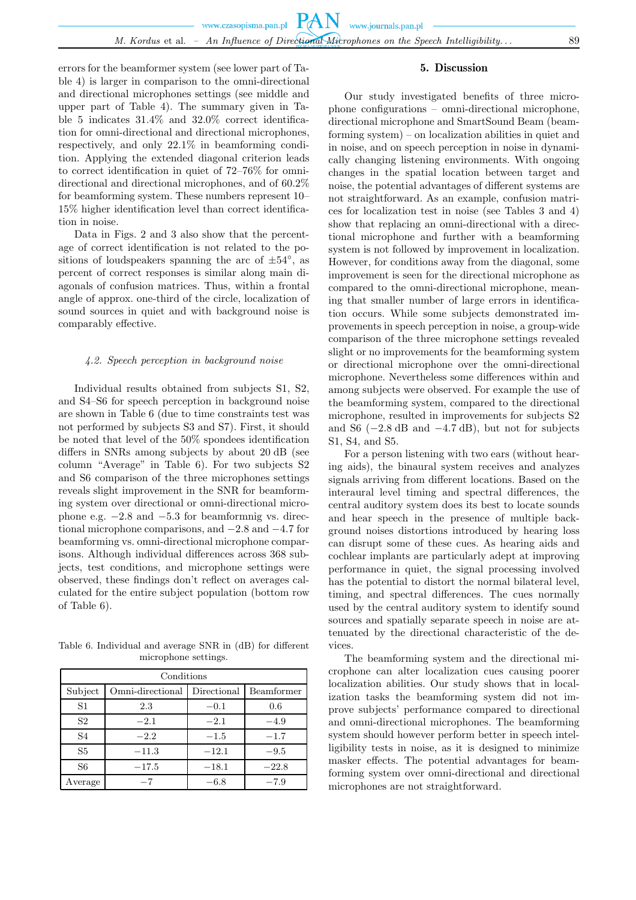errors for the beamformer system (see lower part of Table 4) is larger in comparison to the omni-directional and directional microphones settings (see middle and upper part of Table 4). The summary given in Table 5 indicates 31.4% and 32.0% correct identification for omni-directional and directional microphones, respectively, and only 22.1% in beamforming condition. Applying the extended diagonal criterion leads to correct identification in quiet of 72–76% for omni-directional and directional microphones, and of 60.2% for beamforming system. These numbers represent 10–15% higher identification level than correct identification in noise.

Data in Figs. 2 and 3 also show that the percentage of correct identification is not related to the positions of loudspeakers spanning the arc of $\pm 54°$, as percent of correct responses is similar along main diagonals of confusion matrices. Thus, within a frontal angle of approx. one-third of the circle, localization of sound sources in quiet and with background noise is comparably effective.

### *4.2. Speech perception in background noise*

Individual results obtained from subjects S1, S2, and S4–S6 for speech perception in background noise are shown in Table 6 (due to time constraints test was not performed by subjects S3 and S7). First, it should be noted that level of the 50% spondees identification differs in SNRs among subjects by about 20 dB (see column "Average" in Table 6). For two subjects S2 and S6 comparison of the three microphones settings reveals slight improvement in the SNR for beamforming system over directional or omni-directional microphone e.g. −2.8 and −5.3 for beamformnig vs. directional microphone comparisons, and −2.8 and −4.7 for beamforming vs. omni-directional microphone comparisons. Although individual differences across 368 subjects, test conditions, and microphone settings were observed, these findings don't reflect on averages calculated for the entire subject population (bottom row of Table 6).

Table 6. Individual and average SNR in (dB) for different microphone settings.

| | Conditions | | |
|---|---|---|---|
| Subject | Omni-directional | Directional | Beamformer |
| S1 | 2.3 | −0.1 | 0.6 |
| S2 | −2.1 | −2.1 | −4.9 |
| S4 | −2.2 | −1.5 | −1.7 |
| S5 | −11.3 | −12.1 | −9.5 |
| S6 | −17.5 | −18.1 | −22.8 |
| Average | −7 | −6.8 | −7.9 |

## 5. Discussion

Our study investigated benefits of three microphone configurations – omni-directional microphone, directional microphone and SmartSound Beam (beamforming system) – on localization abilities in quiet and in noise, and on speech perception in noise in dynamically changing listening environments. With ongoing changes in the spatial location between target and noise, the potential advantages of different systems are not straightforward. As an example, confusion matrices for localization test in noise (see Tables 3 and 4) show that replacing an omni-directional with a directional microphone and further with a beamforming system is not followed by improvement in localization. However, for conditions away from the diagonal, some improvement is seen for the directional microphone as compared to the omni-directional microphone, meaning that smaller number of large errors in identification occurs. While some subjects demonstrated improvements in speech perception in noise, a group-wide comparison of the three microphone settings revealed slight or no improvements for the beamforming system or directional microphone over the omni-directional microphone. Nevertheless some differences within and among subjects were observed. For example the use of the beamforming system, compared to the directional microphone, resulted in improvements for subjects S2 and S6 (−2.8 dB and −4.7 dB), but not for subjects S1, S4, and S5.

For a person listening with two ears (without hearing aids), the binaural system receives and analyzes signals arriving from different locations. Based on the interaural level timing and spectral differences, the central auditory system does its best to locate sounds and hear speech in the presence of multiple background noises distortions introduced by hearing loss can disrupt some of these cues. As hearing aids and cochlear implants are particularly adept at improving performance in quiet, the signal processing involved has the potential to distort the normal bilateral level, timing, and spectral differences. The cues normally used by the central auditory system to identify sound sources and spatially separate speech in noise are attenuated by the directional characteristic of the devices.

The beamforming system and the directional microphone can alter localization cues causing poorer localization abilities. Our study shows that in localization tasks the beamforming system did not improve subjects' performance compared to directional and omni-directional microphones. The beamforming system should however perform better in speech intelligibility tests in noise, as it is designed to minimize masker effects. The potential advantages for beamforming system over omni-directional and directional microphones are not straightforward.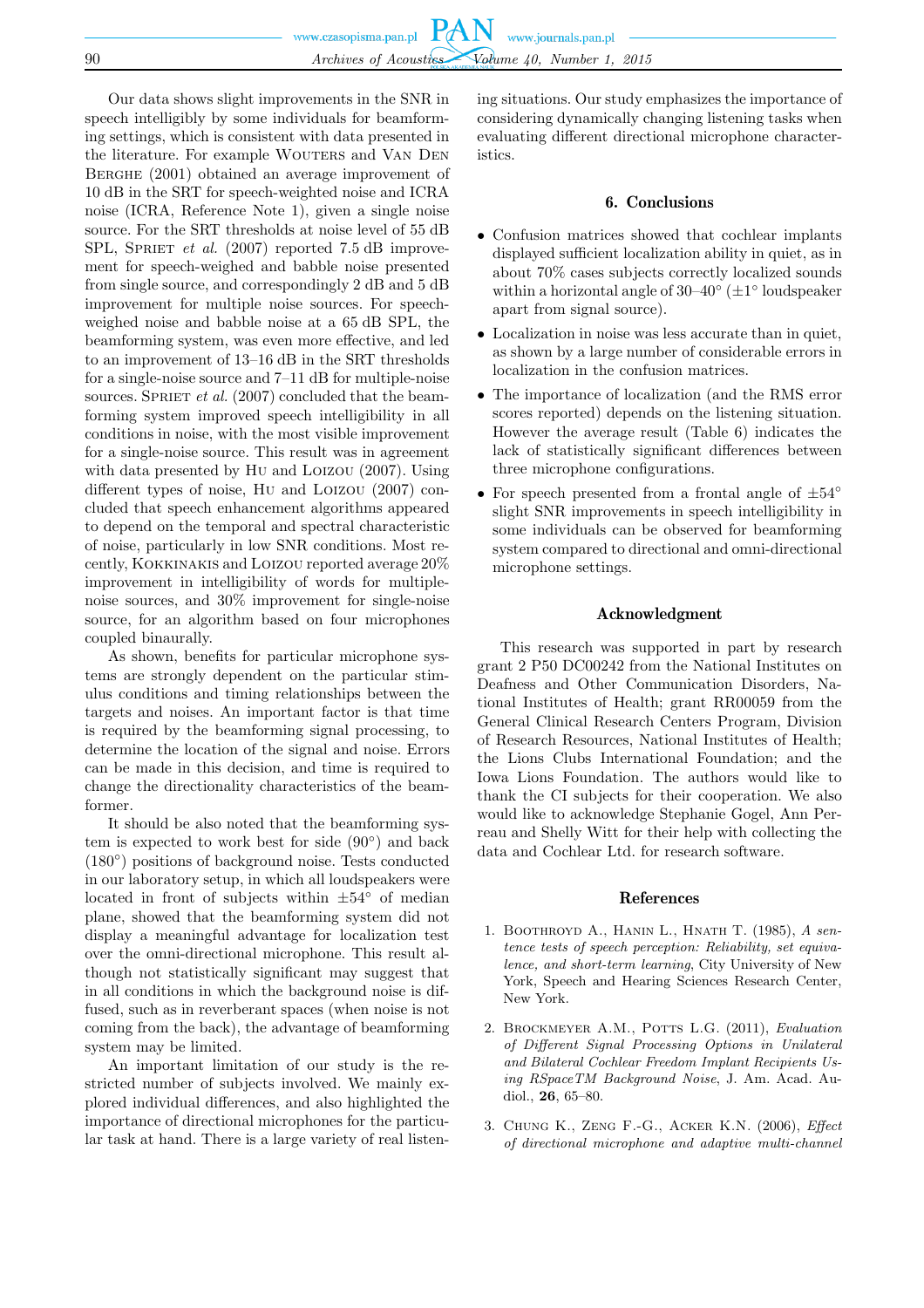Our data shows slight improvements in the SNR in speech intelligibly by some individuals for beamforming settings, which is consistent with data presented in the literature. For example Wouters and Van Den Berghe (2001) obtained an average improvement of 10 dB in the SRT for speech-weighted noise and ICRA noise (ICRA, Reference Note 1), given a single noise source. For the SRT thresholds at noise level of 55 dB SPL, Spriet *et al.* (2007) reported 7.5 dB improvement for speech-weighed and babble noise presented from single source, and correspondingly 2 dB and 5 dB improvement for multiple noise sources. For speech-weighed noise and babble noise at a 65 dB SPL, the beamforming system, was even more effective, and led to an improvement of 13–16 dB in the SRT thresholds for a single-noise source and 7–11 dB for multiple-noise sources. Spriet *et al.* (2007) concluded that the beamforming system improved speech intelligibility in all conditions in noise, with the most visible improvement for a single-noise source. This result was in agreement with data presented by Hu and Loizou (2007). Using different types of noise, Hu and Loizou (2007) concluded that speech enhancement algorithms appeared to depend on the temporal and spectral characteristic of noise, particularly in low SNR conditions. Most recently, Kokkinakis and Loizou reported average 20% improvement in intelligibility of words for multiple-noise sources, and 30% improvement for single-noise source, for an algorithm based on four microphones coupled binaurally.

As shown, benefits for particular microphone systems are strongly dependent on the particular stimulus conditions and timing relationships between the targets and noises. An important factor is that time is required by the beamforming signal processing, to determine the location of the signal and noise. Errors can be made in this decision, and time is required to change the directionality characteristics of the beamformer.

It should be also noted that the beamforming system is expected to work best for side (90°) and back (180°) positions of background noise. Tests conducted in our laboratory setup, in which all loudspeakers were located in front of subjects within ±54° of median plane, showed that the beamforming system did not display a meaningful advantage for localization test over the omni-directional microphone. This result although not statistically significant may suggest that in all conditions in which the background noise is diffused, such as in reverberant spaces (when noise is not coming from the back), the advantage of beamforming system may be limited.

An important limitation of our study is the restricted number of subjects involved. We mainly explored individual differences, and also highlighted the importance of directional microphones for the particular task at hand. There is a large variety of real listening situations. Our study emphasizes the importance of considering dynamically changing listening tasks when evaluating different directional microphone characteristics.

## 6. Conclusions

- Confusion matrices showed that cochlear implants displayed sufficient localization ability in quiet, as in about 70% cases subjects correctly localized sounds within a horizontal angle of 30–40° (±1° loudspeaker apart from signal source).
- Localization in noise was less accurate than in quiet, as shown by a large number of considerable errors in localization in the confusion matrices.
- The importance of localization (and the RMS error scores reported) depends on the listening situation. However the average result (Table 6) indicates the lack of statistically significant differences between three microphone configurations.
- For speech presented from a frontal angle of ±54° slight SNR improvements in speech intelligibility in some individuals can be observed for beamforming system compared to directional and omni-directional microphone settings.

## Acknowledgment

This research was supported in part by research grant 2 P50 DC00242 from the National Institutes on Deafness and Other Communication Disorders, National Institutes of Health; grant RR00059 from the General Clinical Research Centers Program, Division of Research Resources, National Institutes of Health; the Lions Clubs International Foundation; and the Iowa Lions Foundation. The authors would like to thank the CI subjects for their cooperation. We also would like to acknowledge Stephanie Gogel, Ann Perreau and Shelly Witt for their help with collecting the data and Cochlear Ltd. for research software.

## References

1. Boothroyd A., Hanin L., Hnath T. (1985), *A sentence tests of speech perception: Reliability, set equivalence, and short-term learning*, City University of New York, Speech and Hearing Sciences Research Center, New York.
2. Brockmeyer A.M., Potts L.G. (2011), *Evaluation of Different Signal Processing Options in Unilateral and Bilateral Cochlear Freedom Implant Recipients Using RSpaceTM Background Noise*, J. Am. Acad. Audiol., **26**, 65–80.
3. Chung K., Zeng F.-G., Acker K.N. (2006), *Effect of directional microphone and adaptive multi-channel*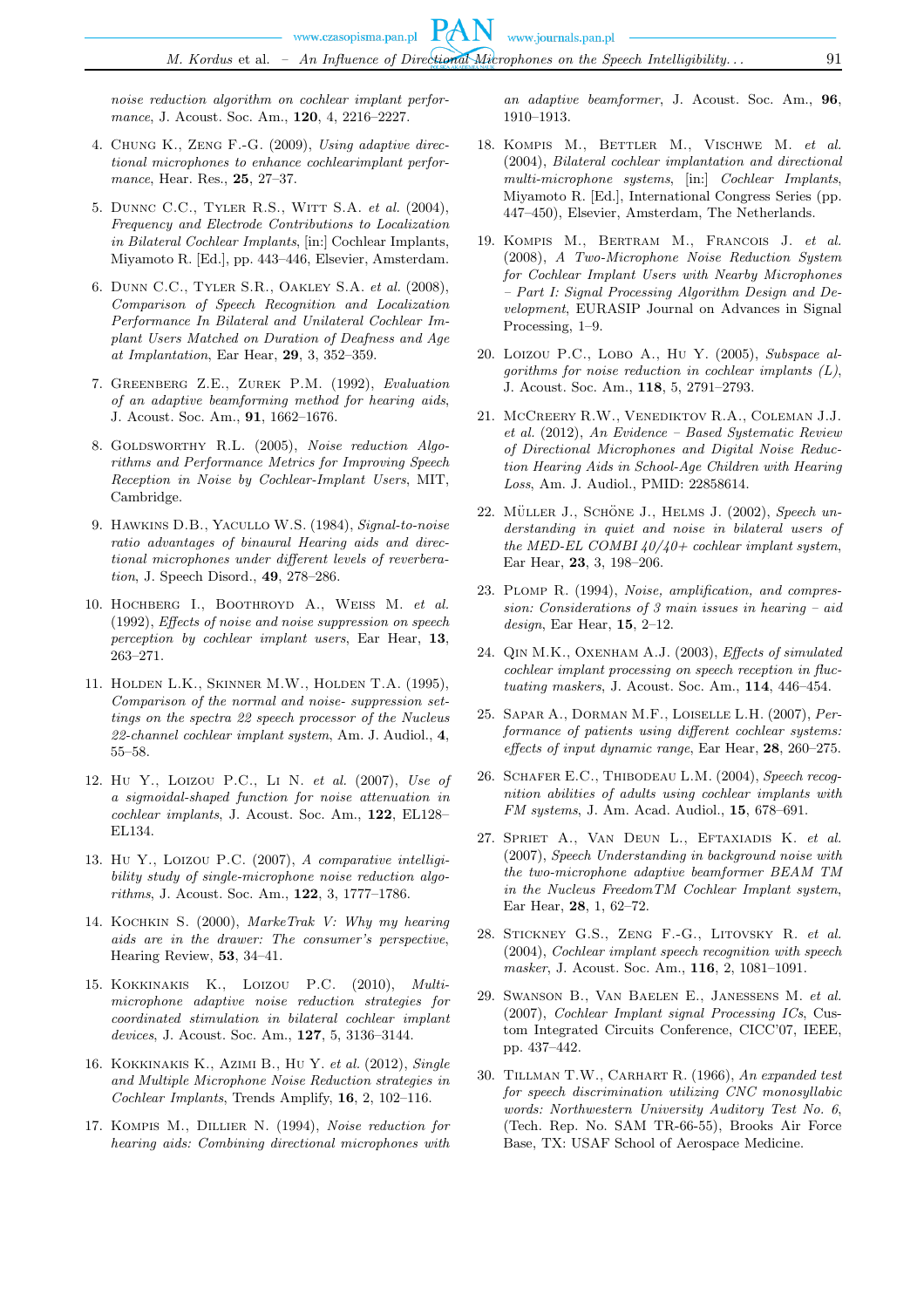*noise reduction algorithm on cochlear implant performance*, J. Acoust. Soc. Am., **120**, 4, 2216–2227.

4. Chung K., Zeng F.-G. (2009), *Using adaptive directional microphones to enhance cochlearimplant performance*, Hear. Res., **25**, 27–37.

5. Dunnc C.C., Tyler R.S., Witt S.A. *et al.* (2004), *Frequency and Electrode Contributions to Localization in Bilateral Cochlear Implants*, [in:] Cochlear Implants, Miyamoto R. [Ed.], pp. 443–446, Elsevier, Amsterdam.

6. Dunn C.C., Tyler S.R., Oakley S.A. *et al.* (2008), *Comparison of Speech Recognition and Localization Performance In Bilateral and Unilateral Cochlear Implant Users Matched on Duration of Deafness and Age at Implantation*, Ear Hear, **29**, 3, 352–359.

7. Greenberg Z.E., Zurek P.M. (1992), *Evaluation of an adaptive beamforming method for hearing aids*, J. Acoust. Soc. Am., **91**, 1662–1676.

8. Goldsworthy R.L. (2005), *Noise reduction Algorithms and Performance Metrics for Improving Speech Reception in Noise by Cochlear-Implant Users*, MIT, Cambridge.

9. Hawkins D.B., Yacullo W.S. (1984), *Signal-to-noise ratio advantages of binaural Hearing aids and directional microphones under different levels of reverberation*, J. Speech Disord., **49**, 278–286.

10. Hochberg I., Boothroyd A., Weiss M. *et al.* (1992), *Effects of noise and noise suppression on speech perception by cochlear implant users*, Ear Hear, **13**, 263–271.

11. Holden L.K., Skinner M.W., Holden T.A. (1995), *Comparison of the normal and noise- suppression settings on the spectra 22 speech processor of the Nucleus 22-channel cochlear implant system*, Am. J. Audiol., **4**, 55–58.

12. Hu Y., Loizou P.C., Li N. *et al.* (2007), *Use of a sigmoidal-shaped function for noise attenuation in cochlear implants*, J. Acoust. Soc. Am., **122**, EL128–EL134.

13. Hu Y., Loizou P.C. (2007), *A comparative intelligibility study of single-microphone noise reduction algorithms*, J. Acoust. Soc. Am., **122**, 3, 1777–1786.

14. Kochkin S. (2000), *MarkeTrak V: Why my hearing aids are in the drawer: The consumer's perspective*, Hearing Review, **53**, 34–41.

15. Kokkinakis K., Loizou P.C. (2010), *Multi-microphone adaptive noise reduction strategies for coordinated stimulation in bilateral cochlear implant devices*, J. Acoust. Soc. Am., **127**, 5, 3136–3144.

16. Kokkinakis K., Azimi B., Hu Y. *et al.* (2012), *Single and Multiple Microphone Noise Reduction strategies in Cochlear Implants*, Trends Amplify, **16**, 2, 102–116.

17. Kompis M., Dillier N. (1994), *Noise reduction for hearing aids: Combining directional microphones with an adaptive beamformer*, J. Acoust. Soc. Am., **96**, 1910–1913.

18. Kompis M., Bettler M., Vischwe M. *et al.* (2004), *Bilateral cochlear implantation and directional multi-microphone systems*, [in:] *Cochlear Implants*, Miyamoto R. [Ed.], International Congress Series (pp. 447–450), Elsevier, Amsterdam, The Netherlands.

19. Kompis M., Bertram M., Francois J. *et al.* (2008), *A Two-Microphone Noise Reduction System for Cochlear Implant Users with Nearby Microphones – Part I: Signal Processing Algorithm Design and Development*, EURASIP Journal on Advances in Signal Processing, 1–9.

20. Loizou P.C., Lobo A., Hu Y. (2005), *Subspace algorithms for noise reduction in cochlear implants (L)*, J. Acoust. Soc. Am., **118**, 5, 2791–2793.

21. McCreery R.W., Venediktov R.A., Coleman J.J. *et al.* (2012), *An Evidence – Based Systematic Review of Directional Microphones and Digital Noise Reduction Hearing Aids in School-Age Children with Hearing Loss*, Am. J. Audiol., PMID: 22858614.

22. Müller J., Schöne J., Helms J. (2002), *Speech understanding in quiet and noise in bilateral users of the MED-EL COMBI 40/40+ cochlear implant system*, Ear Hear, **23**, 3, 198–206.

23. Plomp R. (1994), *Noise, amplification, and compression: Considerations of 3 main issues in hearing – aid design*, Ear Hear, **15**, 2–12.

24. Qin M.K., Oxenham A.J. (2003), *Effects of simulated cochlear implant processing on speech reception in fluctuating maskers*, J. Acoust. Soc. Am., **114**, 446–454.

25. Sapar A., Dorman M.F., Loiselle L.H. (2007), *Performance of patients using different cochlear systems: effects of input dynamic range*, Ear Hear, **28**, 260–275.

26. Schafer E.C., Thibodeau L.M. (2004), *Speech recognition abilities of adults using cochlear implants with FM systems*, J. Am. Acad. Audiol., **15**, 678–691.

27. Spriet A., Van Deun L., Eftaxiadis K. *et al.* (2007), *Speech Understanding in background noise with the two-microphone adaptive beamformer BEAM TM in the Nucleus FreedomTM Cochlear Implant system*, Ear Hear, **28**, 1, 62–72.

28. Stickney G.S., Zeng F.-G., Litovsky R. *et al.* (2004), *Cochlear implant speech recognition with speech masker*, J. Acoust. Soc. Am., **116**, 2, 1081–1091.

29. Swanson B., Van Baelen E., Janessens M. *et al.* (2007), *Cochlear Implant signal Processing ICs*, Custom Integrated Circuits Conference, CICC'07, IEEE, pp. 437–442.

30. Tillman T.W., Carhart R. (1966), *An expanded test for speech discrimination utilizing CNC monosyllabic words: Northwestern University Auditory Test No. 6*, (Tech. Rep. No. SAM TR-66-55), Brooks Air Force Base, TX: USAF School of Aerospace Medicine.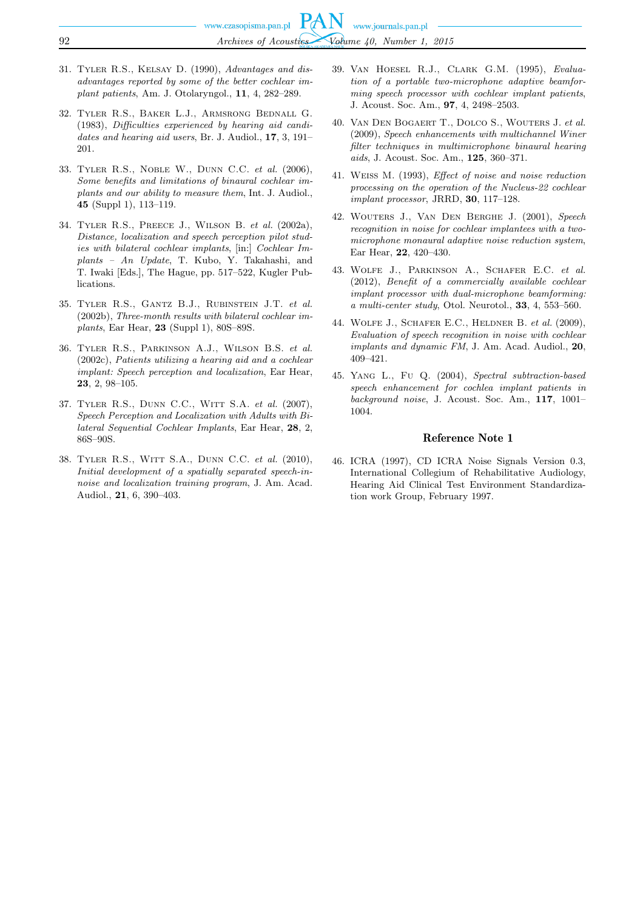31. Tyler R.S., Kelsay D. (1990), *Advantages and disadvantages reported by some of the better cochlear implant patients*, Am. J. Otolaryngol., **11**, 4, 282–289.

32. Tyler R.S., Baker L.J., Armsrong Bednall G. (1983), *Difficulties experienced by hearing aid candidates and hearing aid users*, Br. J. Audiol., **17**, 3, 191–201.

33. Tyler R.S., Noble W., Dunn C.C. *et al.* (2006), *Some benefits and limitations of binaural cochlear implants and our ability to measure them*, Int. J. Audiol., **45** (Suppl 1), 113–119.

34. Tyler R.S., Preece J., Wilson B. *et al.* (2002a), *Distance, localization and speech perception pilot studies with bilateral cochlear implants*, [in:] *Cochlear Implants – An Update*, T. Kubo, Y. Takahashi, and T. Iwaki [Eds.], The Hague, pp. 517–522, Kugler Publications.

35. Tyler R.S., Gantz B.J., Rubinstein J.T. *et al.* (2002b), *Three-month results with bilateral cochlear implants*, Ear Hear, **23** (Suppl 1), 80S–89S.

36. Tyler R.S., Parkinson A.J., Wilson B.S. *et al.* (2002c), *Patients utilizing a hearing aid and a cochlear implant: Speech perception and localization*, Ear Hear, **23**, 2, 98–105.

37. Tyler R.S., Dunn C.C., Witt S.A. *et al.* (2007), *Speech Perception and Localization with Adults with Bilateral Sequential Cochlear Implants*, Ear Hear, **28**, 2, 86S–90S.

38. Tyler R.S., Witt S.A., Dunn C.C. *et al.* (2010), *Initial development of a spatially separated speech-in-noise and localization training program*, J. Am. Acad. Audiol., **21**, 6, 390–403.

39. Van Hoesel R.J., Clark G.M. (1995), *Evaluation of a portable two-microphone adaptive beamforming speech processor with cochlear implant patients*, J. Acoust. Soc. Am., **97**, 4, 2498–2503.

40. Van Den Bogaert T., Dolco S., Wouters J. *et al.* (2009), *Speech enhancements with multichannel Winer filter techniques in multimicrophone binaural hearing aids*, J. Acoust. Soc. Am., **125**, 360–371.

41. Weiss M. (1993), *Effect of noise and noise reduction processing on the operation of the Nucleus-22 cochlear implant processor*, JRRD, **30**, 117–128.

42. Wouters J., Van Den Berghe J. (2001), *Speech recognition in noise for cochlear implantees with a two-microphone monaural adaptive noise reduction system*, Ear Hear, **22**, 420–430.

43. Wolfe J., Parkinson A., Schafer E.C. *et al.* (2012), *Benefit of a commercially available cochlear implant processor with dual-microphone beamforming: a multi-center study*, Otol. Neurotol., **33**, 4, 553–560.

44. Wolfe J., Schafer E.C., Heldner B. *et al.* (2009), *Evaluation of speech recognition in noise with cochlear implants and dynamic FM*, J. Am. Acad. Audiol., **20**, 409–421.

45. Yang L., Fu Q. (2004), *Spectral subtraction-based speech enhancement for cochlea implant patients in background noise*, J. Acoust. Soc. Am., **117**, 1001–1004.

### Reference Note 1

46. ICRA (1997), CD ICRA Noise Signals Version 0.3, International Collegium of Rehabilitative Audiology, Hearing Aid Clinical Test Environment Standardization work Group, February 1997.